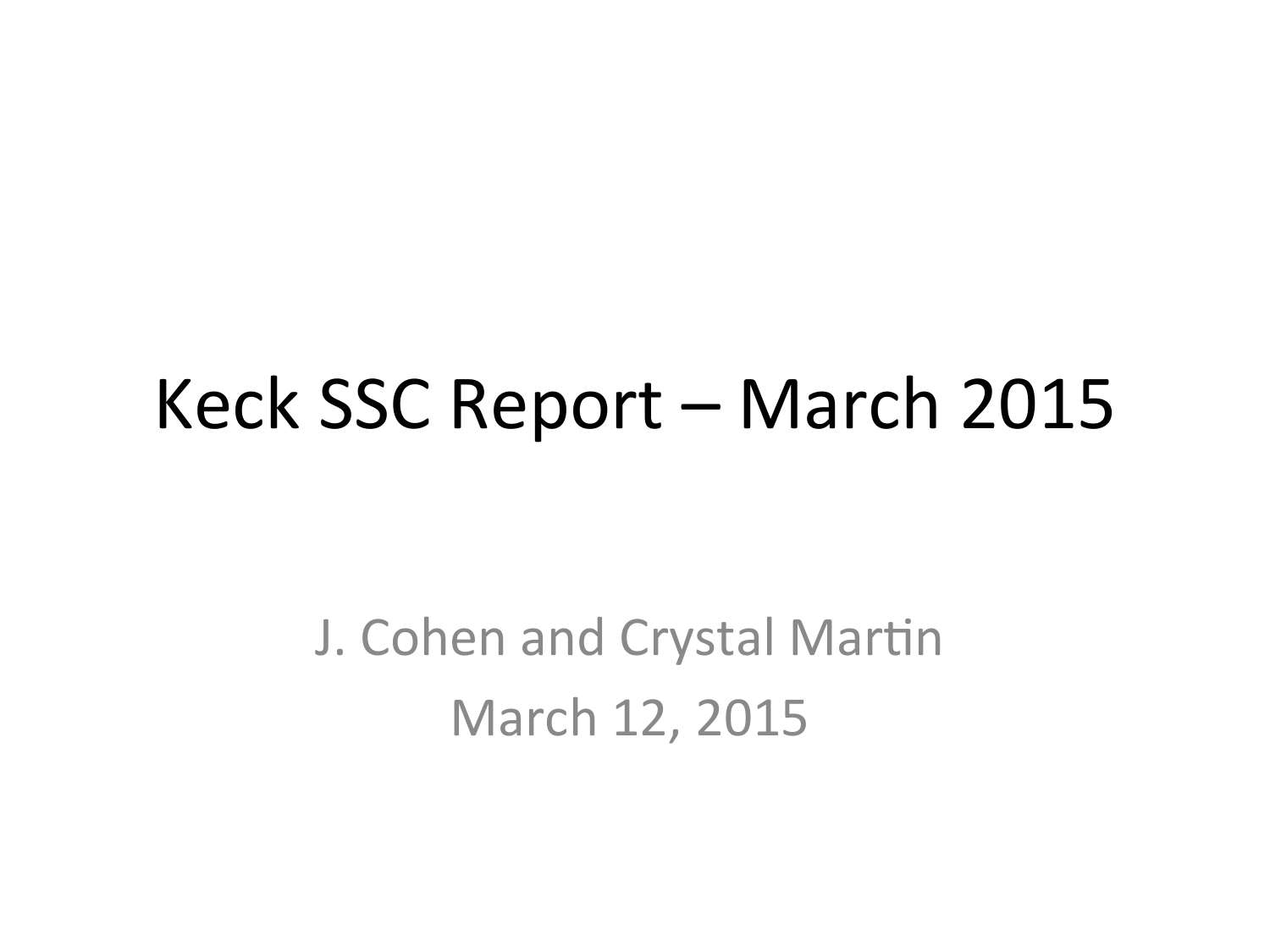# Keck SSC Report – March 2015

J. Cohen and Crystal Martin

March 12, 2015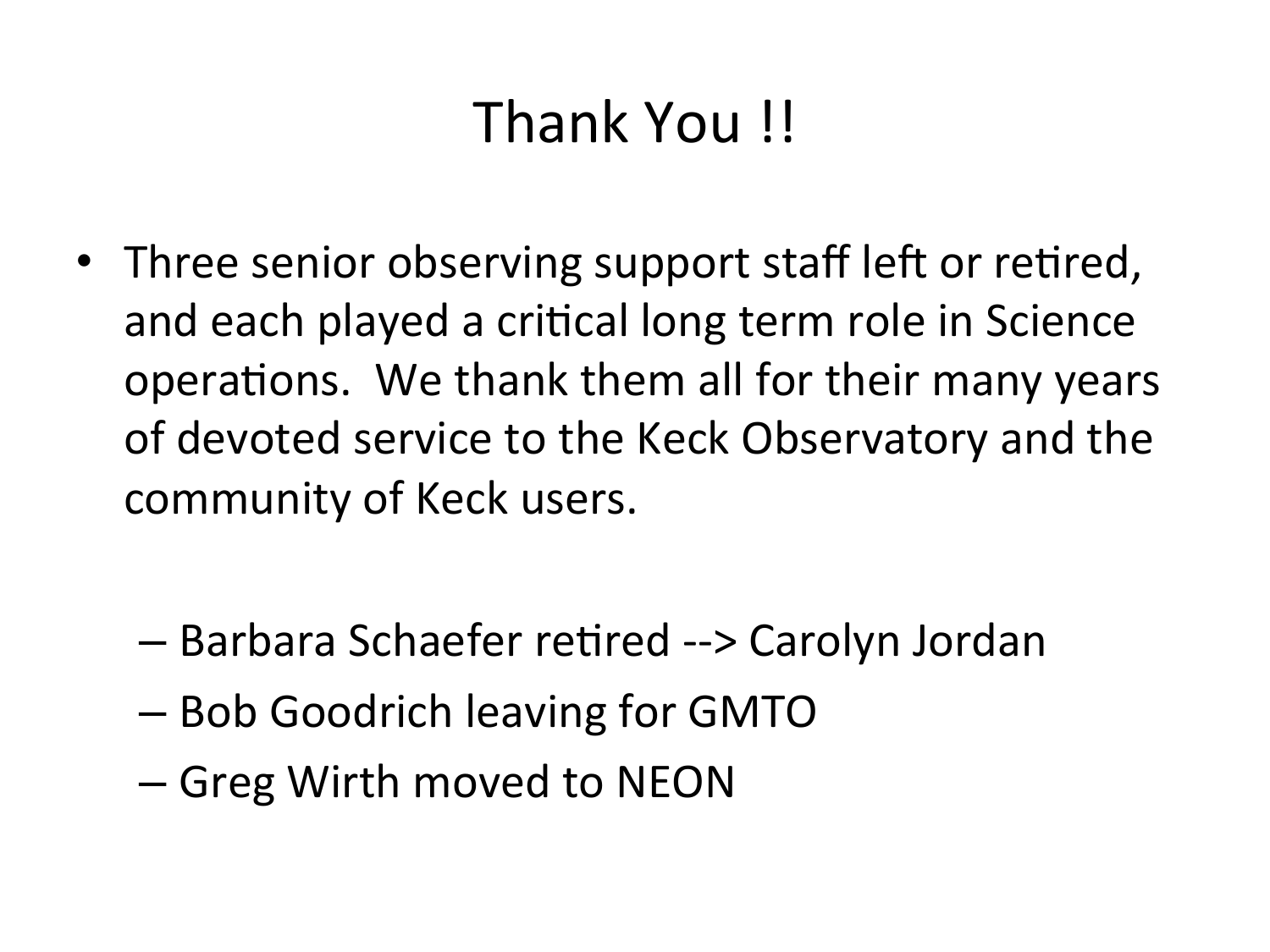# Thank You !!

- Three senior observing support staff left or retired, and each played a critical long term role in Science operations. We thank them all for their many years of devoted service to the Keck Observatory and the community of Keck users.
  - Barbara Schaefer retired --> Carolyn Jordan
  - Bob Goodrich leaving for GMTO
  - Greg Wirth moved to NEON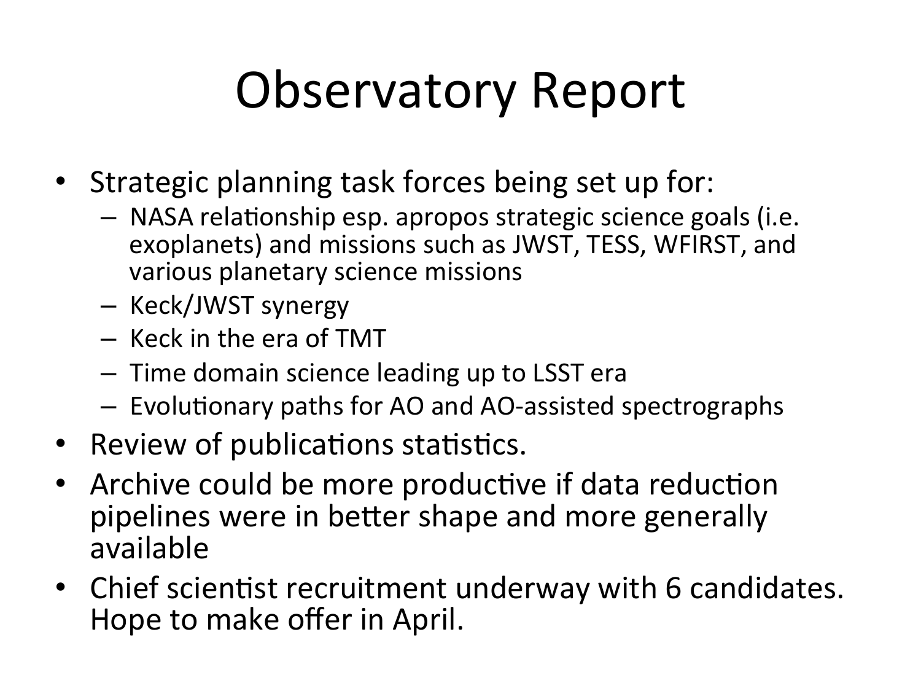# Observatory Report

- Strategic planning task forces being set up for:
  - NASA relationship esp. apropos strategic science goals (i.e. exoplanets) and missions such as JWST, TESS, WFIRST, and various planetary science missions
  - Keck/JWST synergy
  - Keck in the era of TMT
  - Time domain science leading up to LSST era
  - Evolutionary paths for AO and AO-assisted spectrographs
- Review of publications statistics.
- Archive could be more productive if data reduction pipelines were in better shape and more generally available
- Chief scientist recruitment underway with 6 candidates. Hope to make offer in April.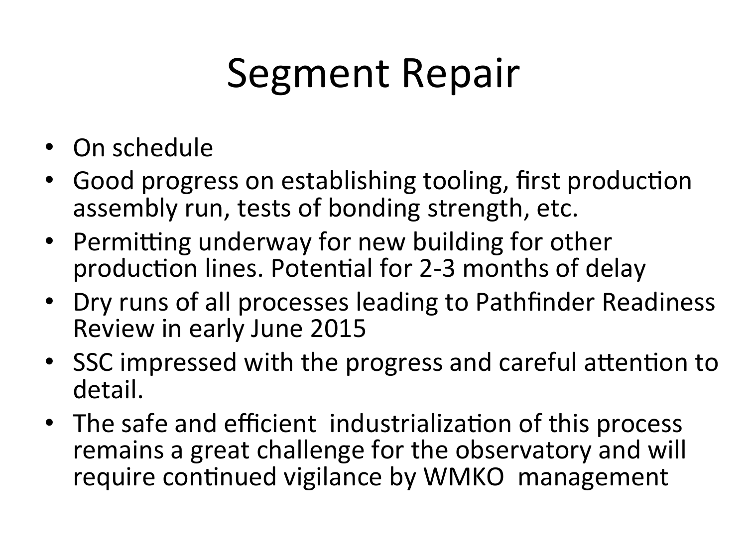# Segment Repair

- On schedule
- Good progress on establishing tooling, first production assembly run, tests of bonding strength, etc.
- Permitting underway for new building for other production lines. Potential for 2-3 months of delay
- Dry runs of all processes leading to Pathfinder Readiness Review in early June 2015
- SSC impressed with the progress and careful attention to detail.
- The safe and efficient industrialization of this process remains a great challenge for the observatory and will require continued vigilance by WMKO management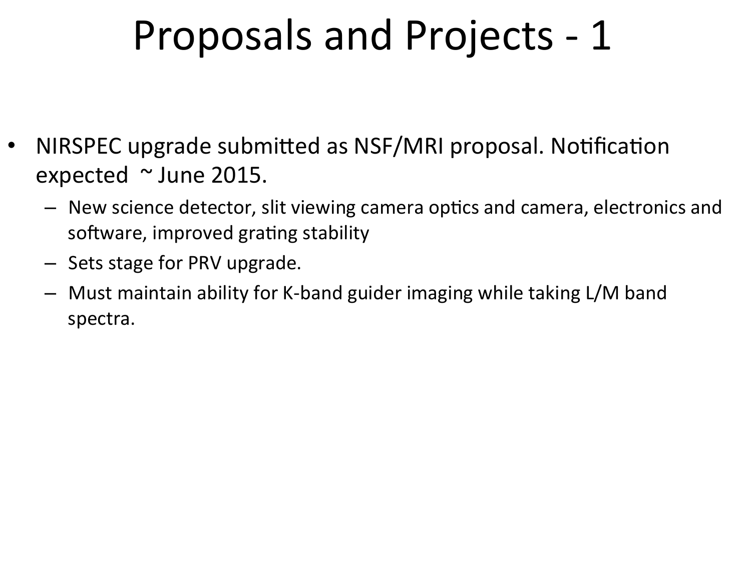# Proposals and Projects - 1

- NIRSPEC upgrade submitted as NSF/MRI proposal. Notification expected ~ June 2015.
  - New science detector, slit viewing camera optics and camera, electronics and software, improved grating stability
  - Sets stage for PRV upgrade.
  - Must maintain ability for K-band guider imaging while taking L/M band spectra.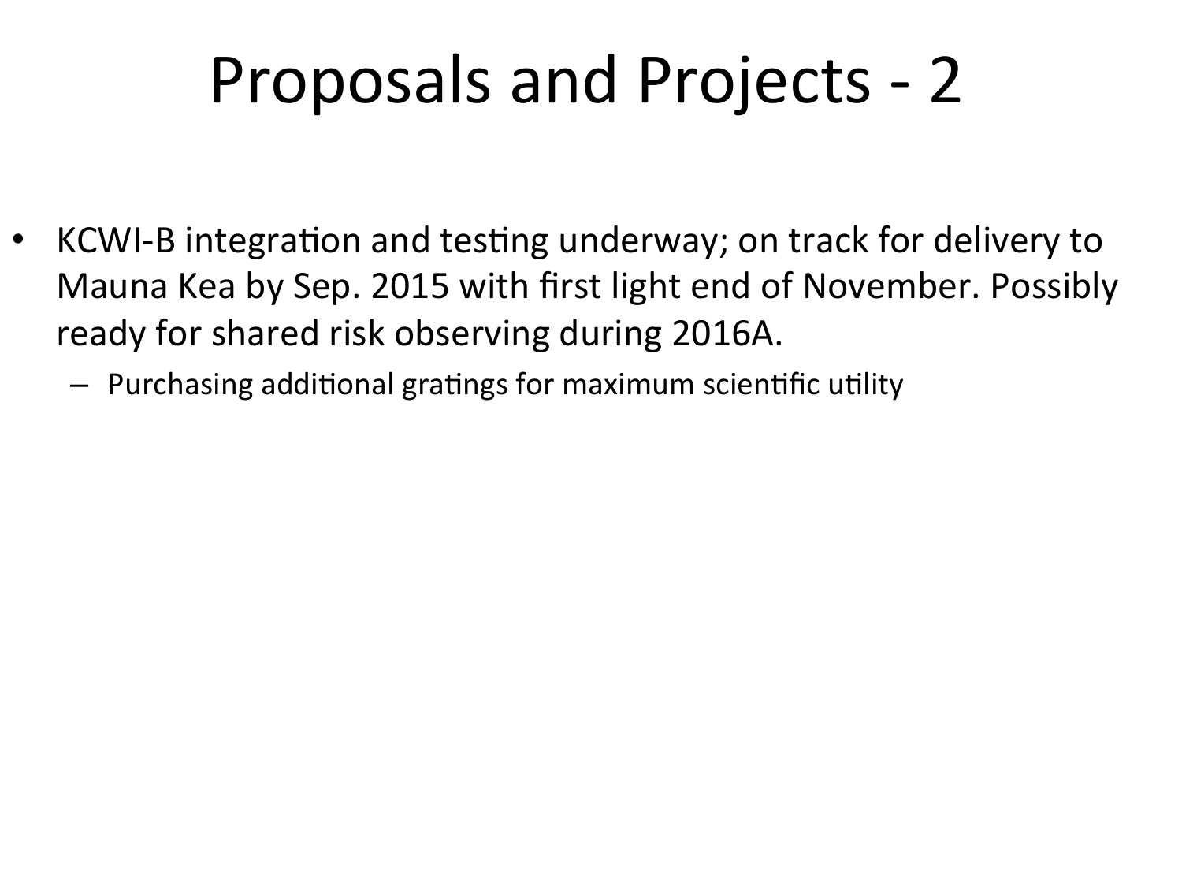# Proposals and Projects - 2

- KCWI-B integration and testing underway; on track for delivery to Mauna Kea by Sep. 2015 with first light end of November. Possibly ready for shared risk observing during 2016A.
  - Purchasing additional gratings for maximum scientific utility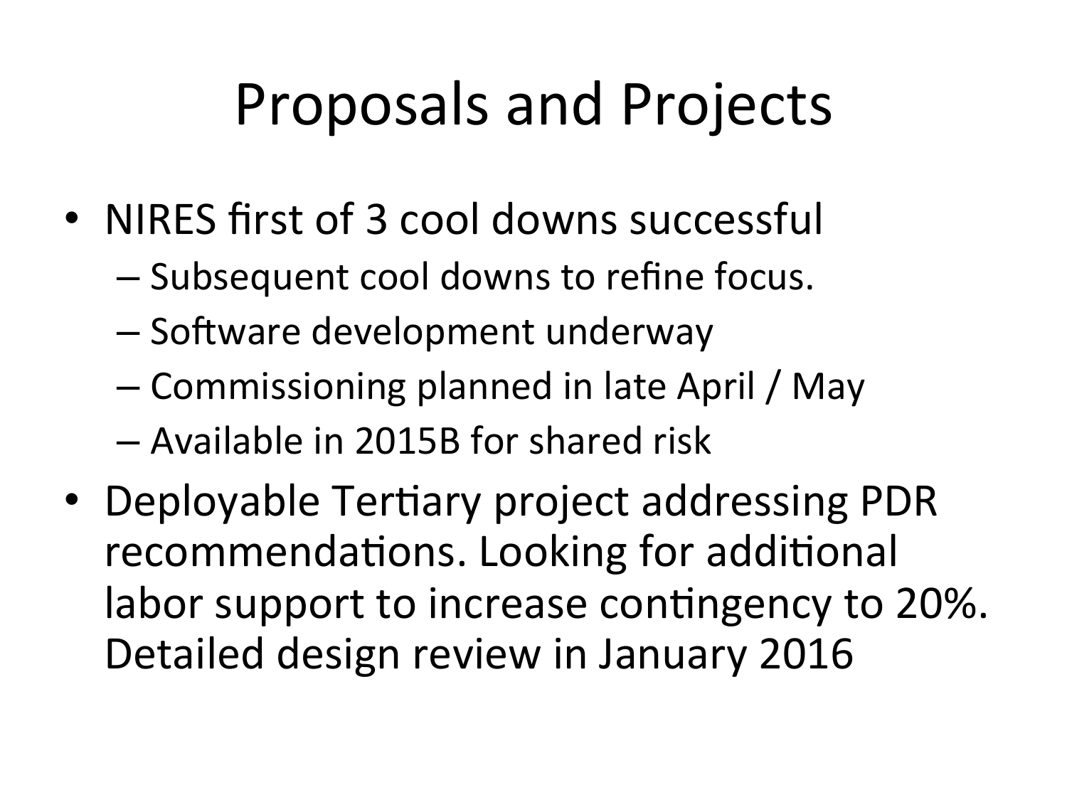# Proposals and Projects

- NIRES first of 3 cool downs successful
  - Subsequent cool downs to refine focus.
  - Software development underway
  - Commissioning planned in late April / May
  - Available in 2015B for shared risk
- Deployable Tertiary project addressing PDR recommendations. Looking for additional labor support to increase contingency to 20%. Detailed design review in January 2016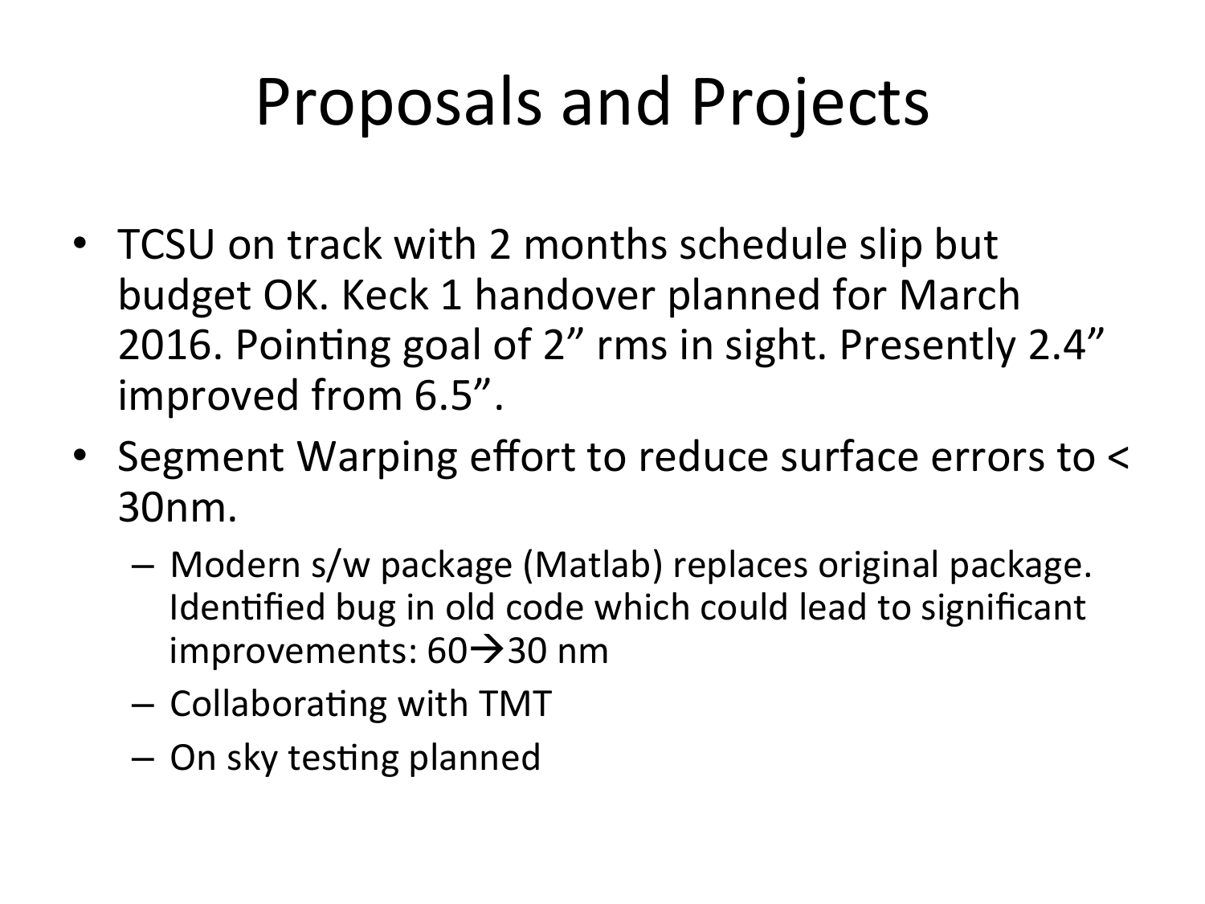# Proposals and Projects

- TCSU on track with 2 months schedule slip but budget OK. Keck 1 handover planned for March 2016. Pointing goal of 2” rms in sight. Presently 2.4” improved from 6.5”.
- Segment Warping effort to reduce surface errors to < 30nm.
  - Modern s/w package (Matlab) replaces original package. Identified bug in old code which could lead to significant improvements: 60→30 nm
  - Collaborating with TMT
  - On sky testing planned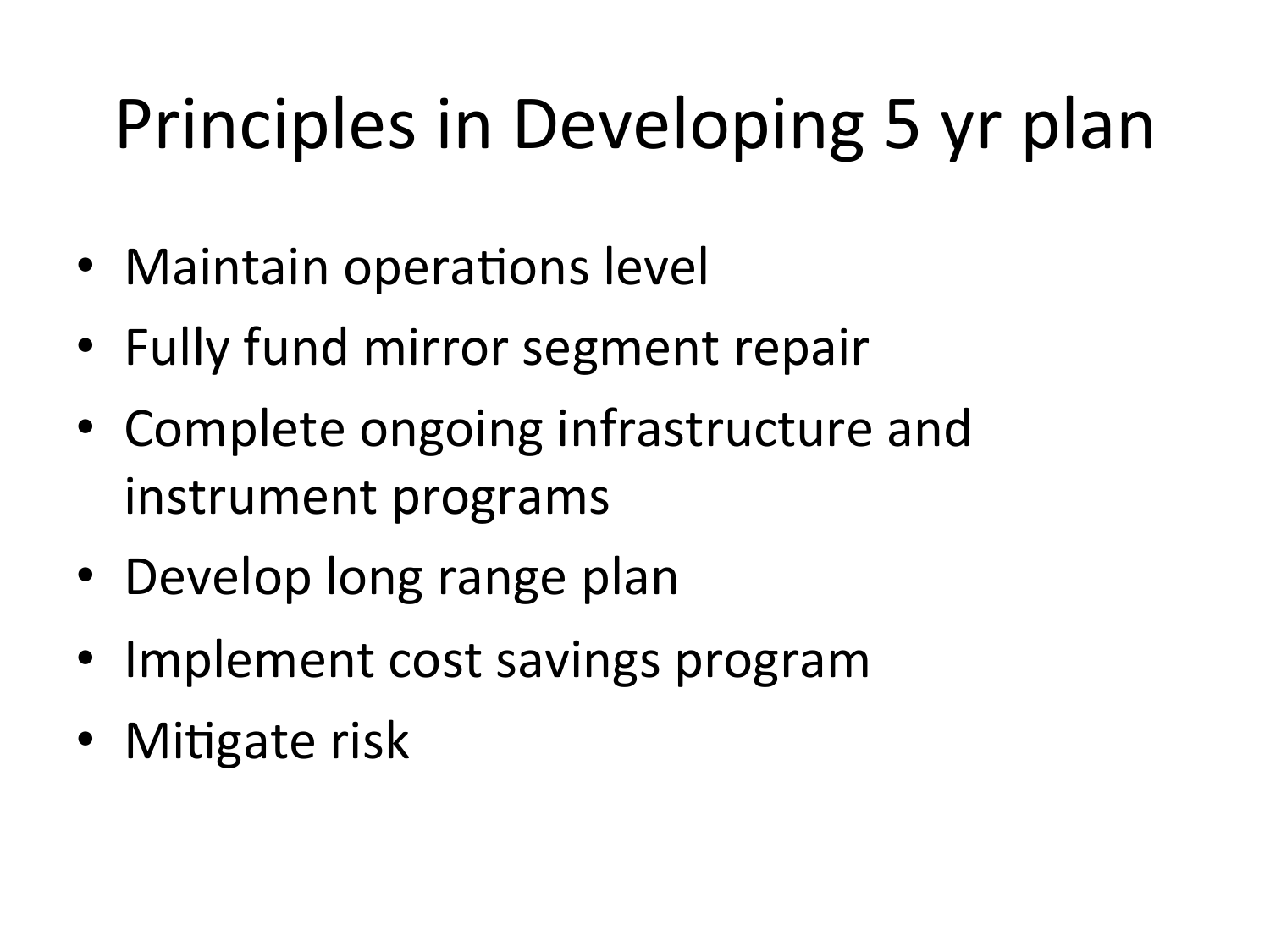# Principles in Developing 5 yr plan

- Maintain operations level
- Fully fund mirror segment repair
- Complete ongoing infrastructure and instrument programs
- Develop long range plan
- Implement cost savings program
- Mitigate risk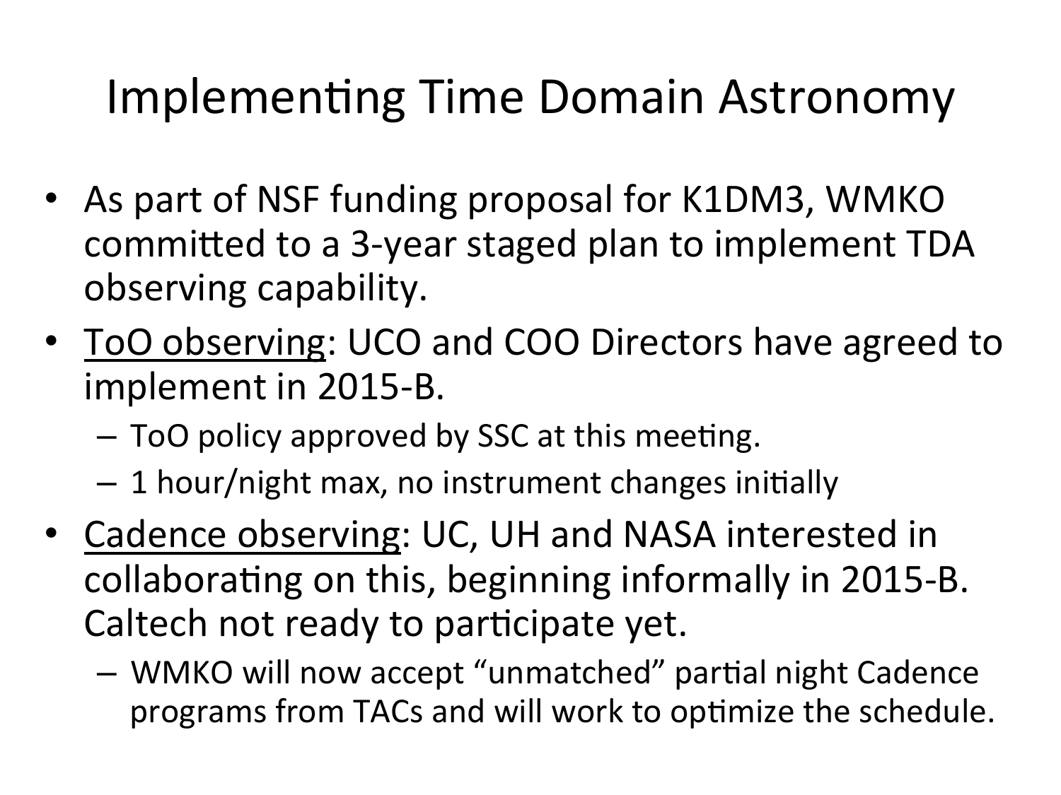# Implementing Time Domain Astronomy

- As part of NSF funding proposal for K1DM3, WMKO committed to a 3-year staged plan to implement TDA observing capability.
- ToO observing: UCO and COO Directors have agreed to implement in 2015-B.
  - ToO policy approved by SSC at this meeting.
  - 1 hour/night max, no instrument changes initially
- Cadence observing: UC, UH and NASA interested in collaborating on this, beginning informally in 2015-B. Caltech not ready to participate yet.
  - WMKO will now accept "unmatched" partial night Cadence programs from TACs and will work to optimize the schedule.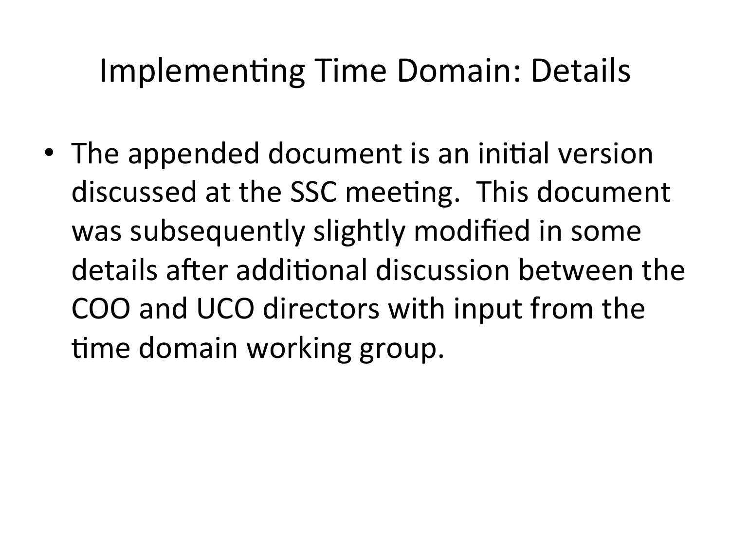# Implementing Time Domain: Details

- The appended document is an initial version discussed at the SSC meeting. This document was subsequently slightly modified in some details after additional discussion between the COO and UCO directors with input from the time domain working group.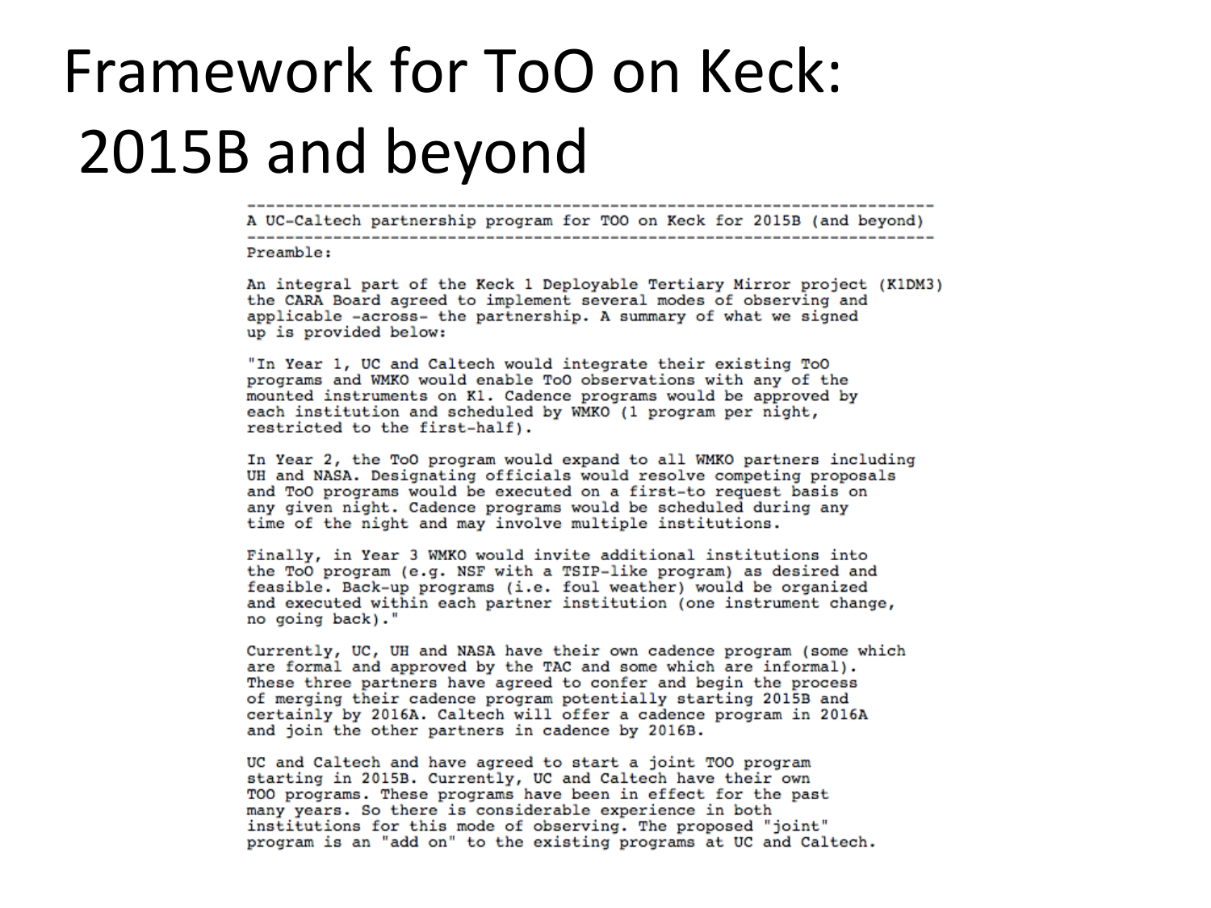# Framework for ToO on Keck: 2015B and beyond

```
-----------------------------------------------------------------------
A UC-Caltech partnership program for TOO on Keck for 2015B (and beyond)
-----------------------------------------------------------------------
Preamble:

An integral part of the Keck 1 Deployable Tertiary Mirror project (K1DM3)
the CARA Board agreed to implement several modes of observing and
applicable -across- the partnership. A summary of what we signed
up is provided below:

"In Year 1, UC and Caltech would integrate their existing ToO
programs and WMKO would enable ToO observations with any of the
mounted instruments on K1. Cadence programs would be approved by
each institution and scheduled by WMKO (1 program per night,
restricted to the first-half).

In Year 2, the ToO program would expand to all WMKO partners including
UH and NASA. Designating officials would resolve competing proposals
and ToO programs would be executed on a first-to request basis on
any given night. Cadence programs would be scheduled during any
time of the night and may involve multiple institutions.

Finally, in Year 3 WMKO would invite additional institutions into
the ToO program (e.g. NSF with a TSIP-like program) as desired and
feasible. Back-up programs (i.e. foul weather) would be organized
and executed within each partner institution (one instrument change,
no going back)."

Currently, UC, UH and NASA have their own cadence program (some which
are formal and approved by the TAC and some which are informal).
These three partners have agreed to confer and begin the process
of merging their cadence program potentially starting 2015B and
certainly by 2016A. Caltech will offer a cadence program in 2016A
and join the other partners in cadence by 2016B.

UC and Caltech and have agreed to start a joint TOO program
starting in 2015B. Currently, UC and Caltech have their own
TOO programs. These programs have been in effect for the past
many years. So there is considerable experience in both
institutions for this mode of observing. The proposed "joint"
program is an "add on" to the existing programs at UC and Caltech.
```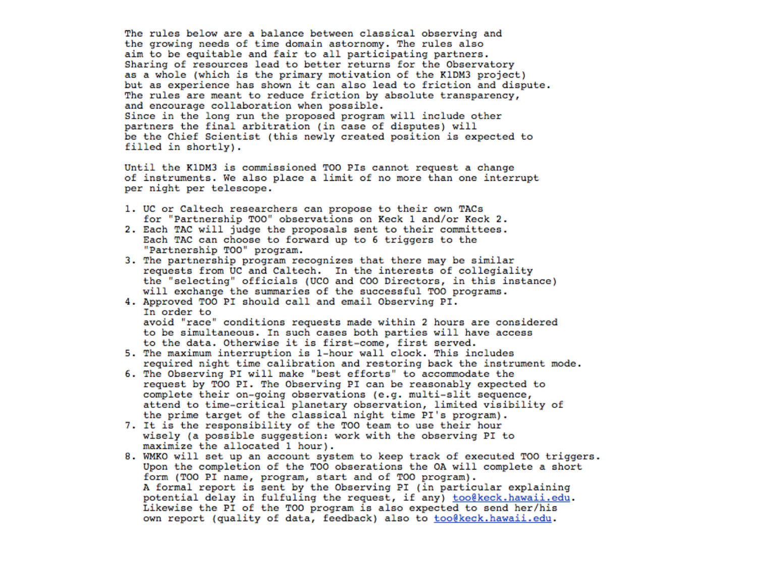The rules below are a balance between classical observing and the growing needs of time domain astronomy. The rules also aim to be equitable and fair to all participating partners. Sharing of resources lead to better returns for the Observatory as a whole (which is the primary motivation of the K1DM3 project) but as experience has shown it can also lead to friction and dispute. The rules are meant to reduce friction by absolute transparency, and encourage collaboration when possible. Since in the long run the proposed program will include other partners the final arbitration (in case of disputes) will be the Chief Scientist (this newly created position is expected to filled in shortly).

Until the K1DM3 is commissioned TOO PIs cannot request a change of instruments. We also place a limit of no more than one interrupt per night per telescope.

1. UC or Caltech researchers can propose to their own TACs for "Partnership TOO" observations on Keck 1 and/or Keck 2.
2. Each TAC will judge the proposals sent to their committees. Each TAC can choose to forward up to 6 triggers to the "Partnership TOO" program.
3. The partnership program recognizes that there may be similar requests from UC and Caltech. In the interests of collegiality the "selecting" officials (UCO and COO Directors, in this instance) will exchange the summaries of the successful TOO programs.
4. Approved TOO PI should call and email Observing PI. In order to avoid "race" conditions requests made within 2 hours are considered to be simultaneous. In such cases both parties will have access to the data. Otherwise it is first-come, first served.
5. The maximum interruption is 1-hour wall clock. This includes required night time calibration and restoring back the instrument mode.
6. The Observing PI will make "best efforts" to accommodate the request by TOO PI. The Observing PI can be reasonably expected to complete their on-going observations (e.g. multi-slit sequence, attend to time-critical planetary observation, limited visibility of the prime target of the classical night time PI's program).
7. It is the responsibility of the TOO team to use their hour wisely (a possible suggestion: work with the observing PI to maximize the allocated 1 hour).
8. WMKO will set up an account system to keep track of executed TOO triggers. Upon the completion of the TOO observations the OA will complete a short form (TOO PI name, program, start and of TOO program). A formal report is sent by the Observing PI (in particular explaining potential delay in fulfuling the request, if any) too@keck.hawaii.edu. Likewise the PI of the TOO program is also expected to send her/his own report (quality of data, feedback) also to too@keck.hawaii.edu.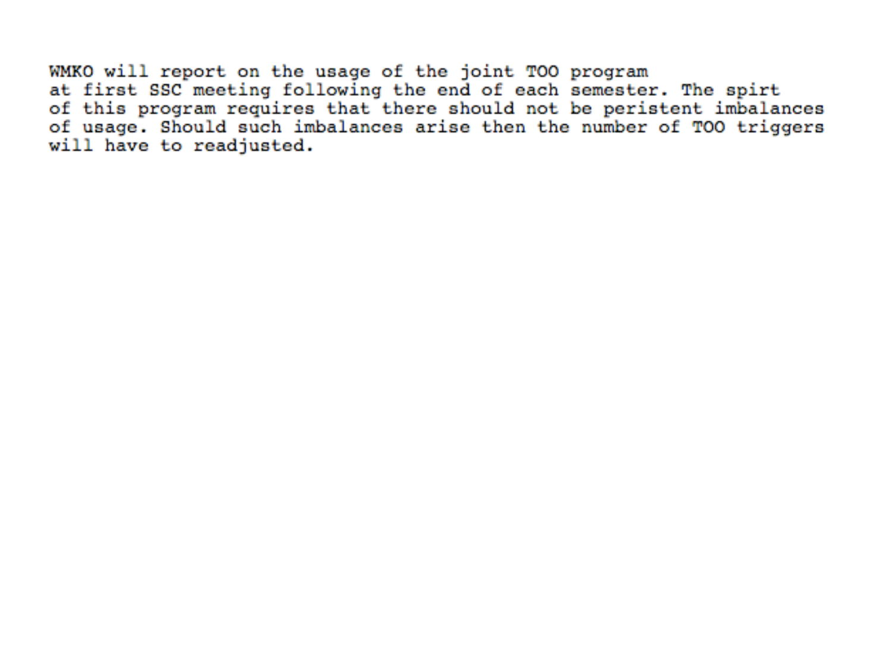WMKO will report on the usage of the joint TOO program at first SSC meeting following the end of each semester. The spirt of this program requires that there should not be peristent imbalances of usage. Should such imbalances arise then the number of TOO triggers will have to readjusted.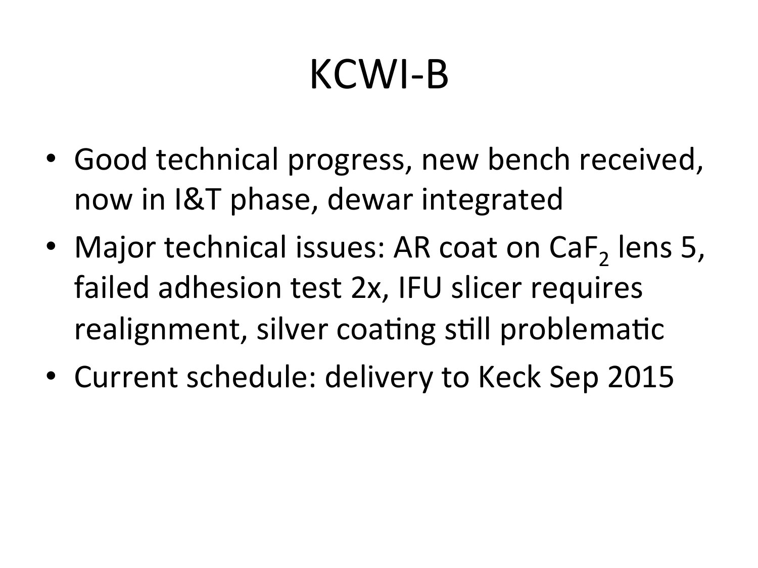# KCWI-B

- Good technical progress, new bench received, now in I&T phase, dewar integrated
- Major technical issues: AR coat on $CaF_2$ lens 5, failed adhesion test 2x, IFU slicer requires realignment, silver coating still problematic
- Current schedule: delivery to Keck Sep 2015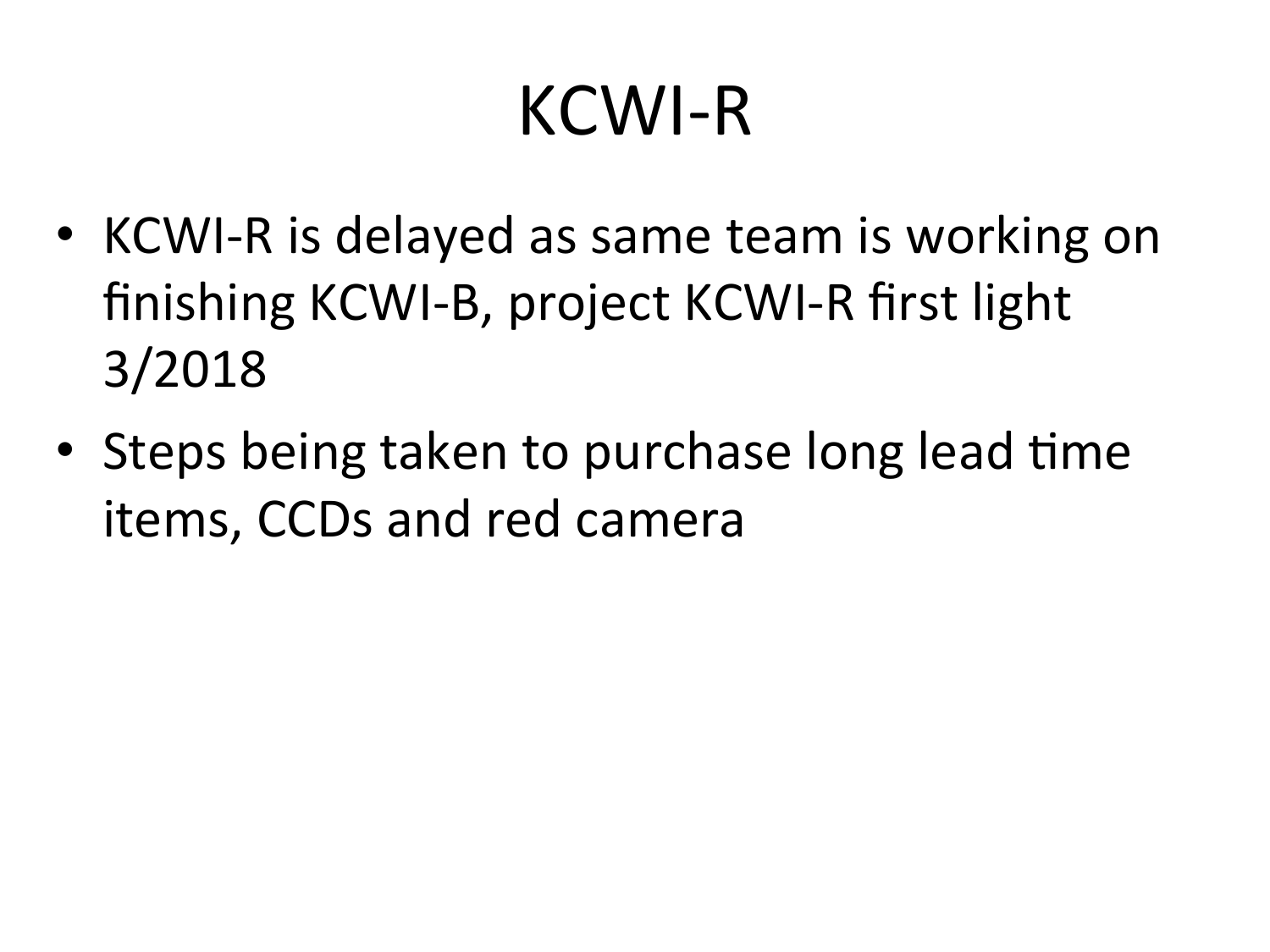# KCWI-R

- KCWI-R is delayed as same team is working on finishing KCWI-B, project KCWI-R first light 3/2018
- Steps being taken to purchase long lead time items, CCDs and red camera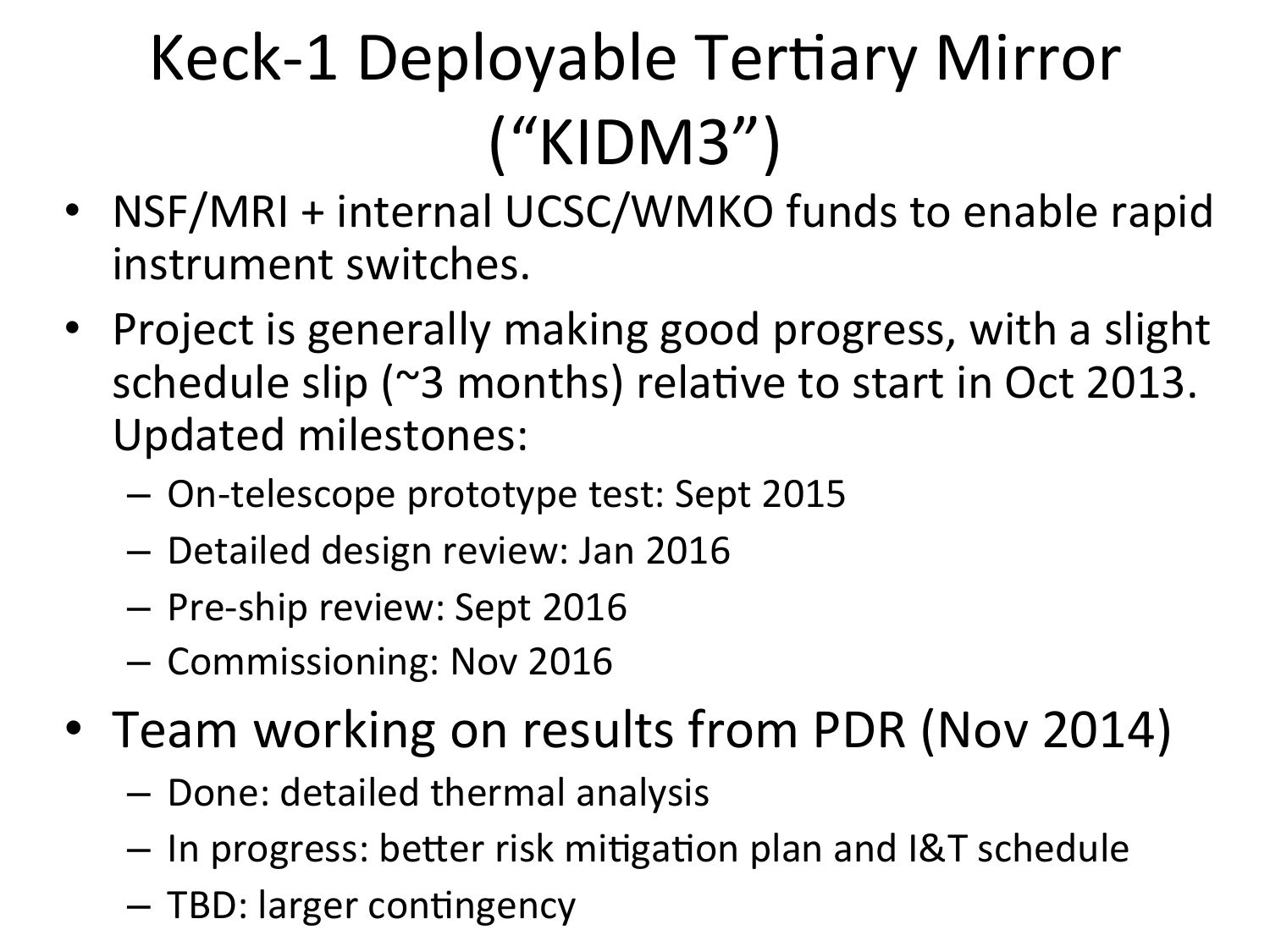# Keck-1 Deployable Tertiary Mirror ("KIDM3")

- NSF/MRI + internal UCSC/WMKO funds to enable rapid instrument switches.
- Project is generally making good progress, with a slight schedule slip (~3 months) relative to start in Oct 2013. Updated milestones:
  - On-telescope prototype test: Sept 2015
  - Detailed design review: Jan 2016
  - Pre-ship review: Sept 2016
  - Commissioning: Nov 2016
- Team working on results from PDR (Nov 2014)
  - Done: detailed thermal analysis
  - In progress: better risk mitigation plan and I&T schedule
  - TBD: larger contingency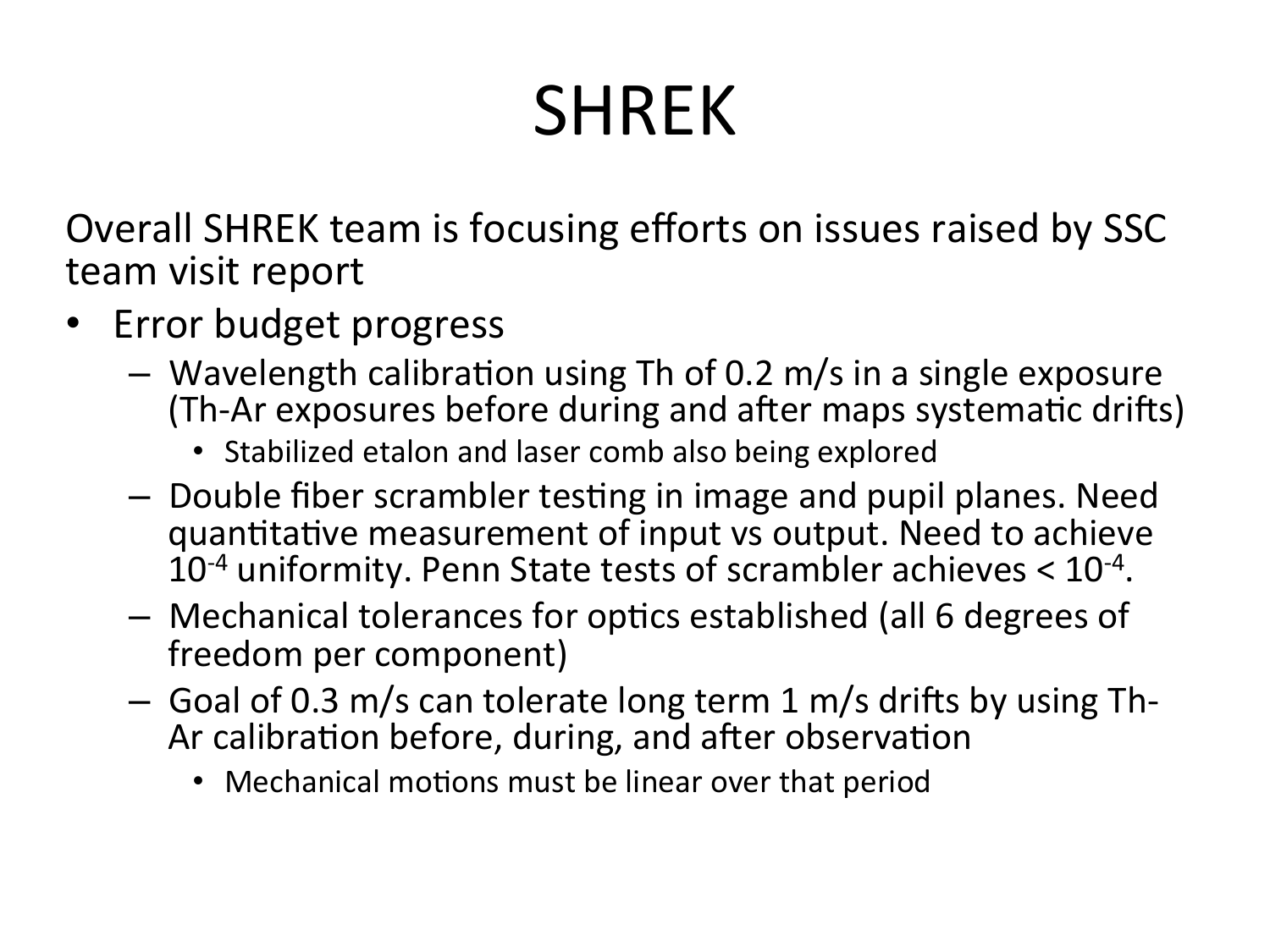# SHREK

Overall SHREK team is focusing efforts on issues raised by SSC team visit report

- Error budget progress
  - Wavelength calibration using Th of 0.2 m/s in a single exposure (Th-Ar exposures before during and after maps systematic drifts)
    - Stabilized etalon and laser comb also being explored
  - Double fiber scrambler testing in image and pupil planes. Need quantitative measurement of input vs output. Need to achieve $10^{-4}$ uniformity. Penn State tests of scrambler achieves $< 10^{-4}$.
  - Mechanical tolerances for optics established (all 6 degrees of freedom per component)
  - Goal of 0.3 m/s can tolerate long term 1 m/s drifts by using Th-Ar calibration before, during, and after observation
    - Mechanical motions must be linear over that period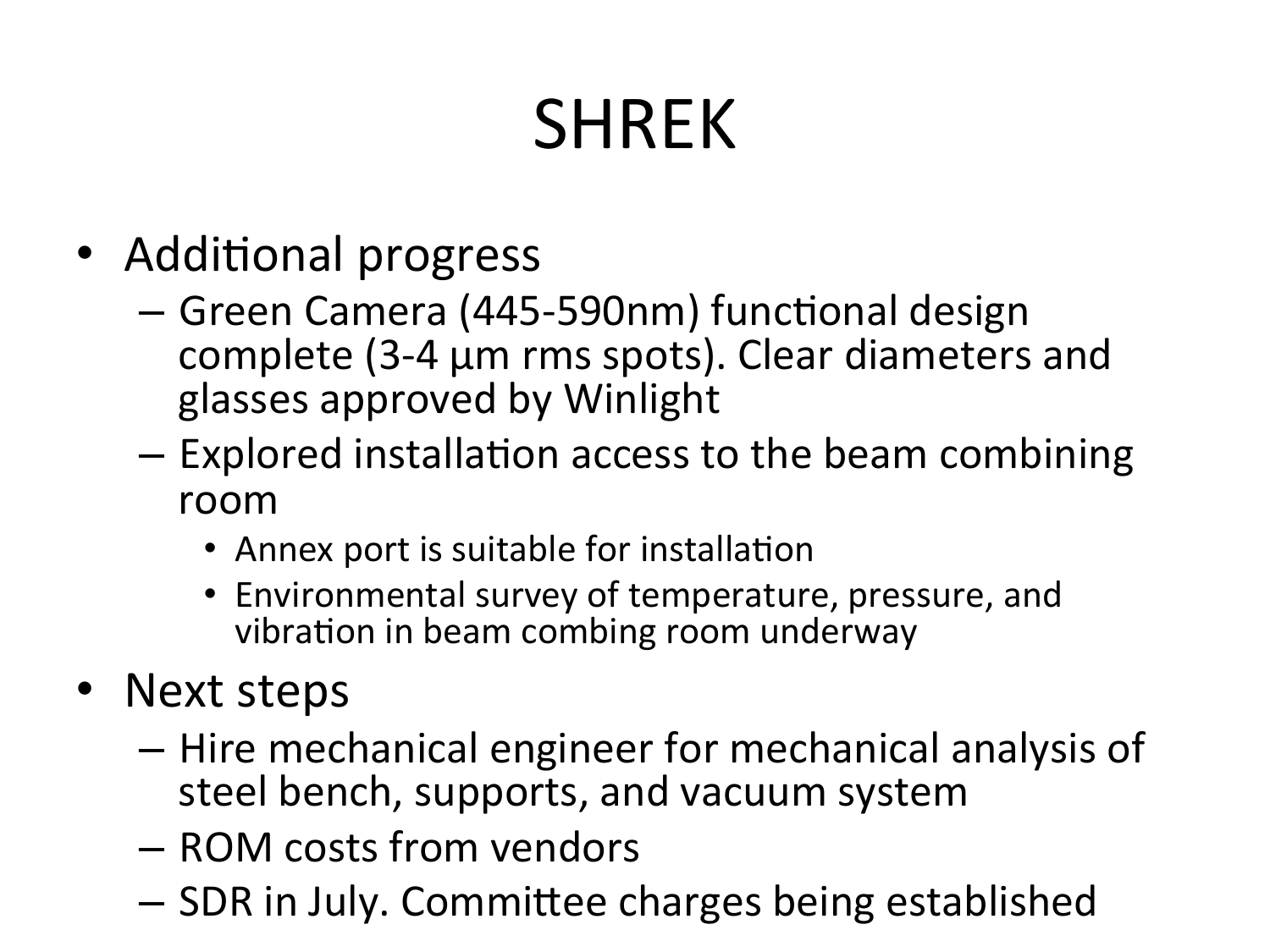# SHREK

- Additional progress
  - Green Camera (445-590nm) functional design complete (3-4 μm rms spots). Clear diameters and glasses approved by Winlight
  - Explored installation access to the beam combining room
    - Annex port is suitable for installation
    - Environmental survey of temperature, pressure, and vibration in beam combing room underway
- Next steps
  - Hire mechanical engineer for mechanical analysis of steel bench, supports, and vacuum system
  - ROM costs from vendors
  - SDR in July. Committee charges being established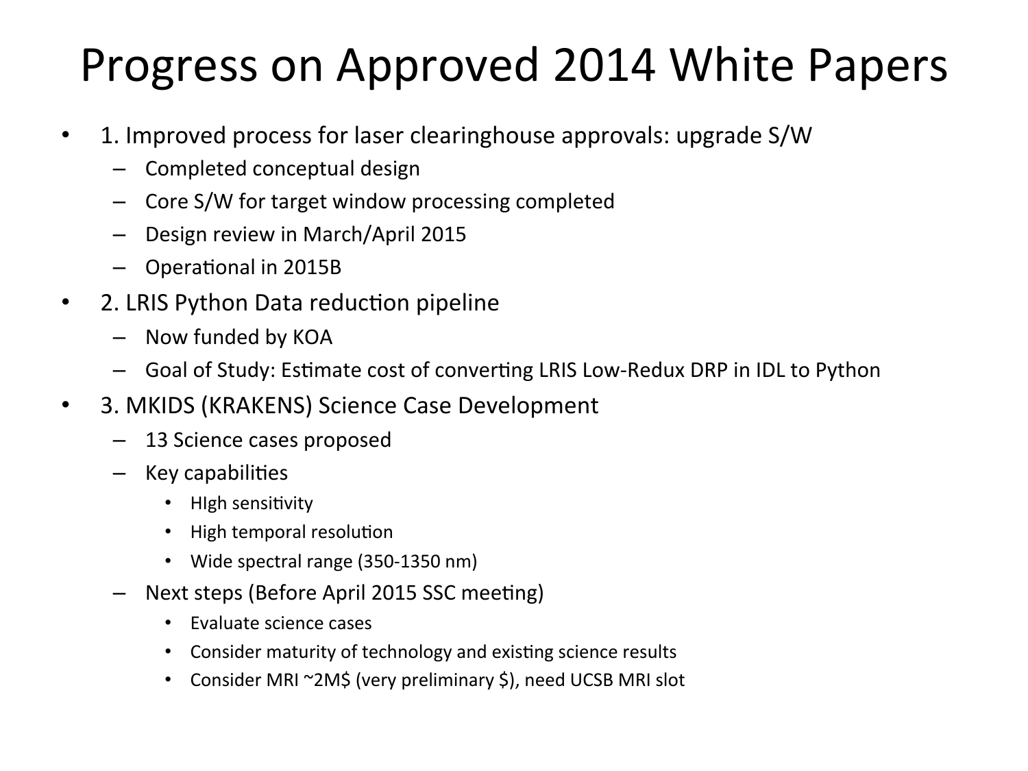# Progress on Approved 2014 White Papers

- 1. Improved process for laser clearinghouse approvals: upgrade S/W
  - Completed conceptual design
  - Core S/W for target window processing completed
  - Design review in March/April 2015
  - Operational in 2015B
- 2. LRIS Python Data reduction pipeline
  - Now funded by KOA
  - Goal of Study: Estimate cost of converting LRIS Low-Redux DRP in IDL to Python
- 3. MKIDS (KRAKENS) Science Case Development
  - 13 Science cases proposed
  - Key capabilities
    - HIgh sensitivity
    - High temporal resolution
    - Wide spectral range (350-1350 nm)
  - Next steps (Before April 2015 SSC meeting)
    - Evaluate science cases
    - Consider maturity of technology and existing science results
    - Consider MRI ~2M$ (very preliminary $), need UCSB MRI slot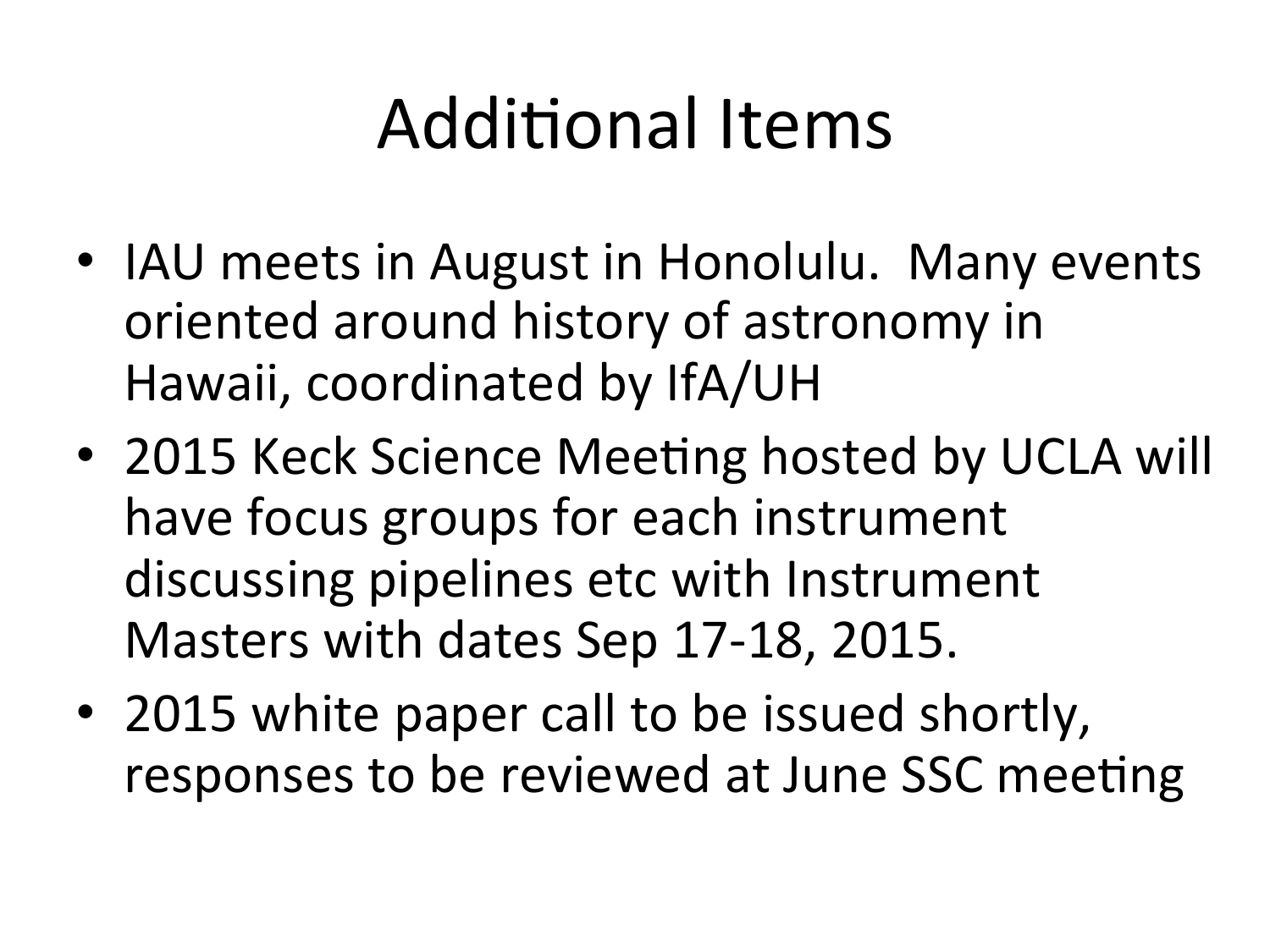# Additional Items

- IAU meets in August in Honolulu. Many events oriented around history of astronomy in Hawaii, coordinated by IfA/UH
- 2015 Keck Science Meeting hosted by UCLA will have focus groups for each instrument discussing pipelines etc with Instrument Masters with dates Sep 17-18, 2015.
- 2015 white paper call to be issued shortly, responses to be reviewed at June SSC meeting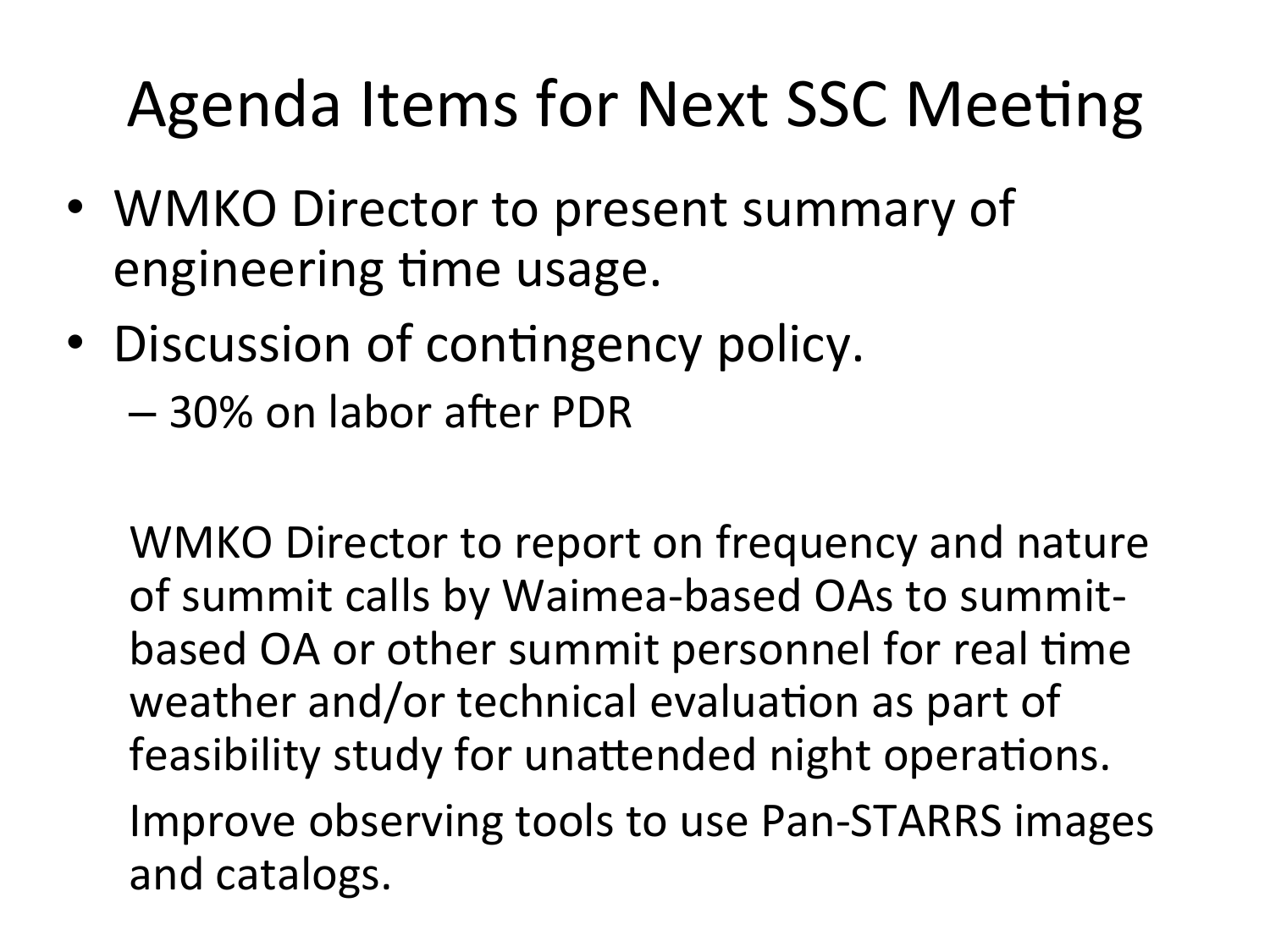# Agenda Items for Next SSC Meeting

- WMKO Director to present summary of engineering time usage.
- Discussion of contingency policy.
  - 30% on labor after PDR

WMKO Director to report on frequency and nature of summit calls by Waimea-based OAs to summit-based OA or other summit personnel for real time weather and/or technical evaluation as part of feasibility study for unattended night operations.

Improve observing tools to use Pan-STARRS images and catalogs.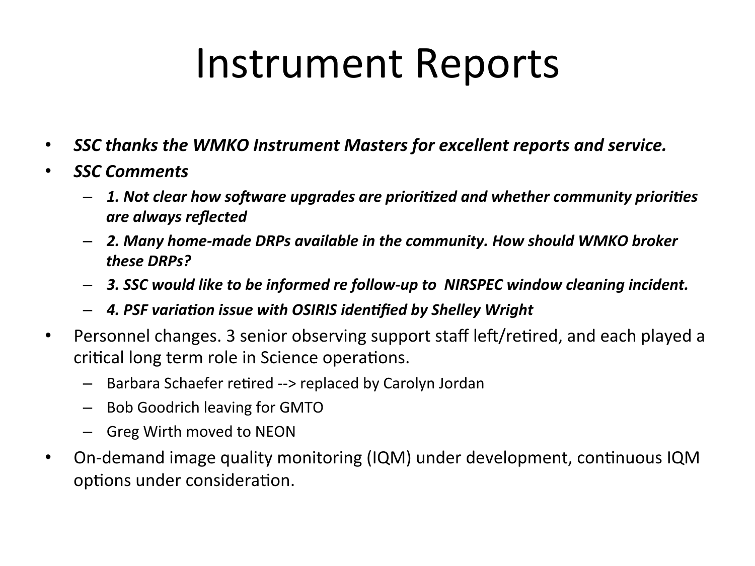# Instrument Reports

- ***SSC thanks the WMKO Instrument Masters for excellent reports and service.***
- ***SSC Comments***
  - ***1. Not clear how software upgrades are prioritized and whether community priorities are always reflected***
  - ***2. Many home-made DRPs available in the community. How should WMKO broker these DRPs?***
  - ***3. SSC would like to be informed re follow-up to NIRSPEC window cleaning incident.***
  - ***4. PSF variation issue with OSIRIS identified by Shelley Wright***
- Personnel changes. 3 senior observing support staff left/retired, and each played a critical long term role in Science operations.
  - Barbara Schaefer retired --> replaced by Carolyn Jordan
  - Bob Goodrich leaving for GMTO
  - Greg Wirth moved to NEON
- On-demand image quality monitoring (IQM) under development, continuous IQM options under consideration.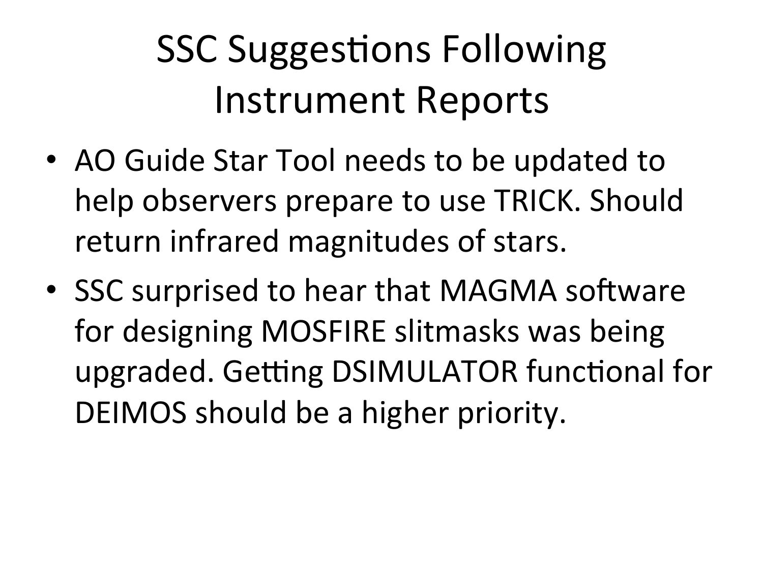# SSC Suggestions Following Instrument Reports

- AO Guide Star Tool needs to be updated to help observers prepare to use TRICK. Should return infrared magnitudes of stars.
- SSC surprised to hear that MAGMA software for designing MOSFIRE slitmasks was being upgraded. Getting DSIMULATOR functional for DEIMOS should be a higher priority.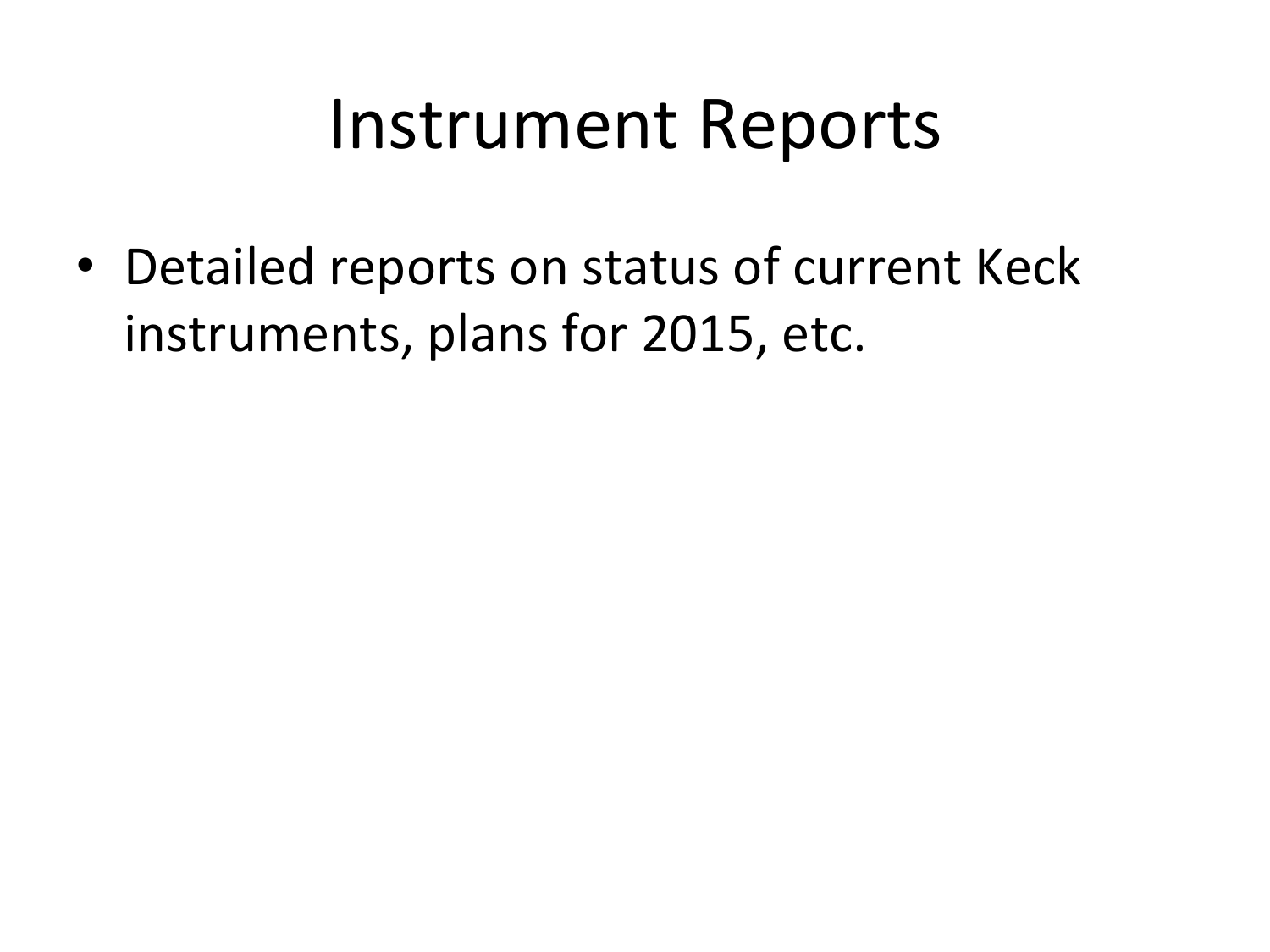# Instrument Reports

- Detailed reports on status of current Keck instruments, plans for 2015, etc.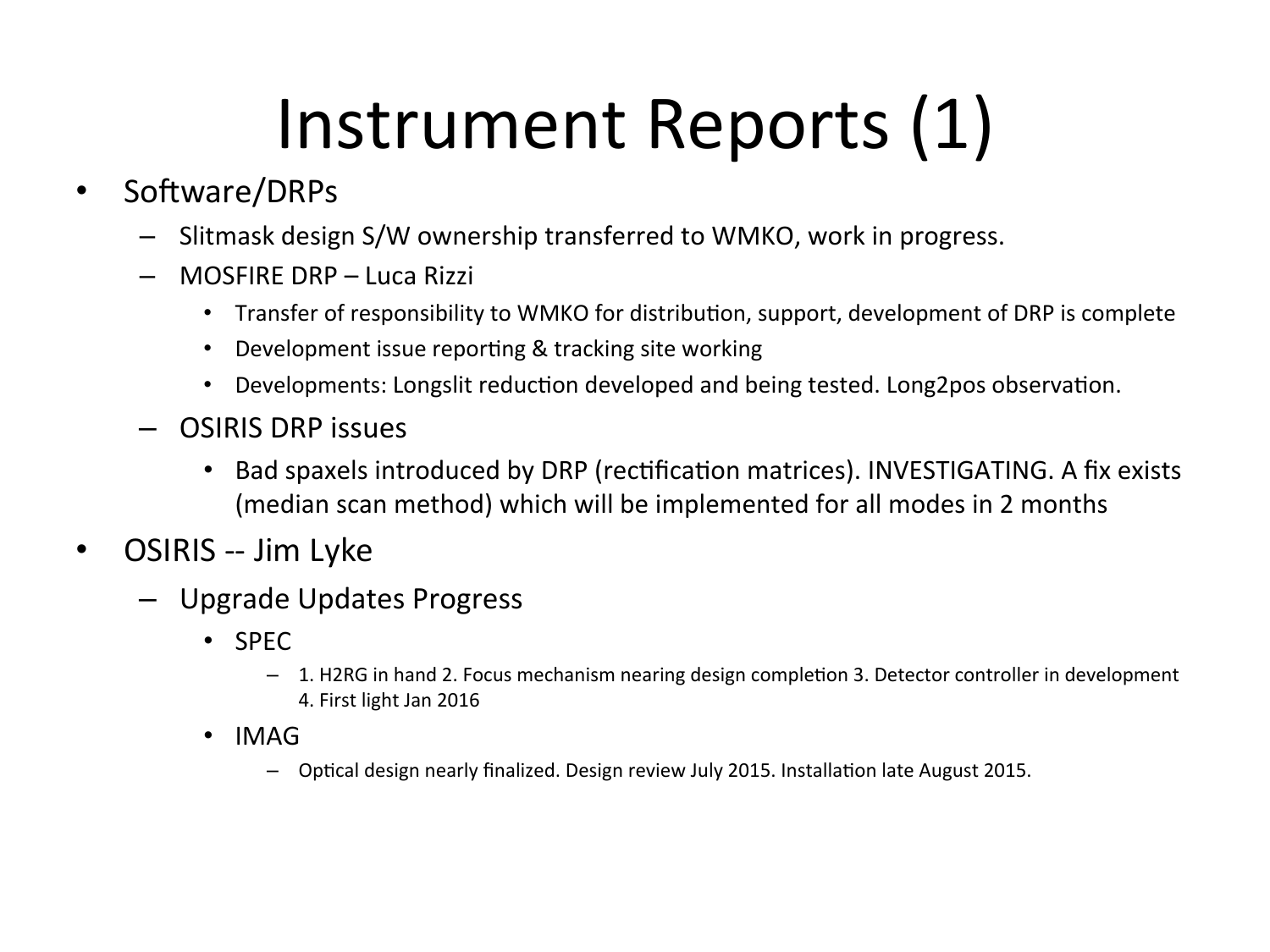# Instrument Reports (1)

- Software/DRPs
  - Slitmask design S/W ownership transferred to WMKO, work in progress.
  - MOSFIRE DRP – Luca Rizzi
    - Transfer of responsibility to WMKO for distribution, support, development of DRP is complete
    - Development issue reporting & tracking site working
    - Developments: Longslit reduction developed and being tested. Long2pos observation.
  - OSIRIS DRP issues
    - Bad spaxels introduced by DRP (rectification matrices). INVESTIGATING. A fix exists (median scan method) which will be implemented for all modes in 2 months
- OSIRIS -- Jim Lyke
  - Upgrade Updates Progress
    - SPEC
      - 1. H2RG in hand 2. Focus mechanism nearing design completion 3. Detector controller in development 4. First light Jan 2016
    - IMAG
      - Optical design nearly finalized. Design review July 2015. Installation late August 2015.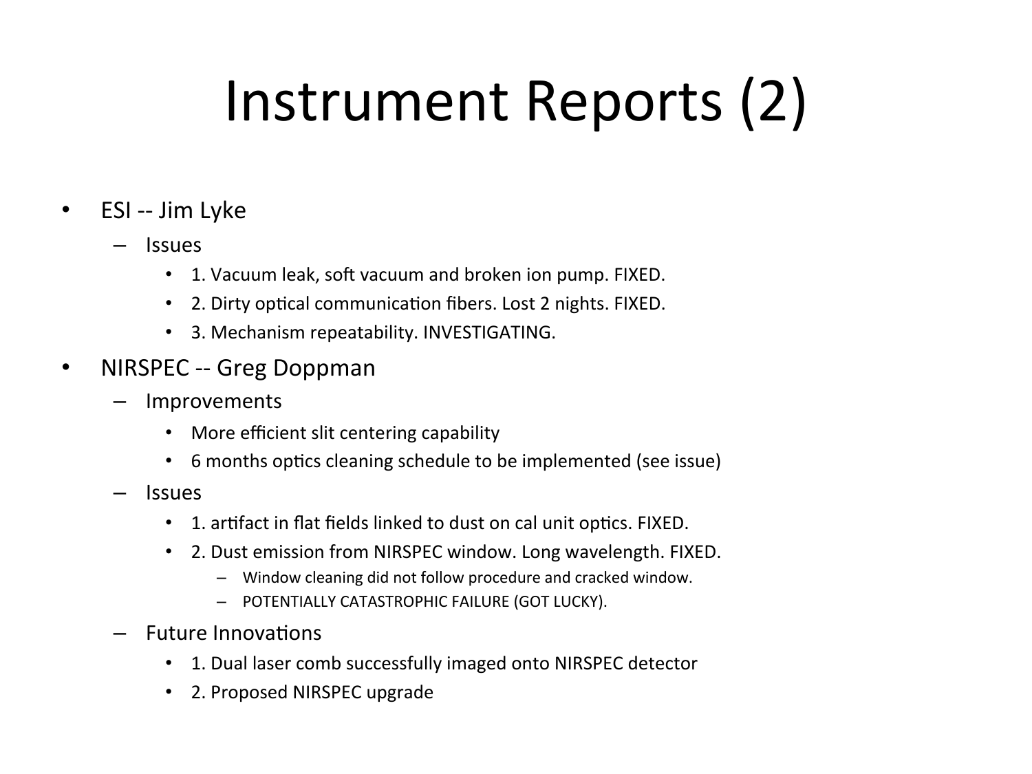# Instrument Reports (2)

- ESI -- Jim Lyke
  - Issues
    - 1. Vacuum leak, soft vacuum and broken ion pump. FIXED.
    - 2. Dirty optical communication fibers. Lost 2 nights. FIXED.
    - 3. Mechanism repeatability. INVESTIGATING.
- NIRSPEC -- Greg Doppman
  - Improvements
    - More efficient slit centering capability
    - 6 months optics cleaning schedule to be implemented (see issue)
  - Issues
    - 1. artifact in flat fields linked to dust on cal unit optics. FIXED.
    - 2. Dust emission from NIRSPEC window. Long wavelength. FIXED.
      - Window cleaning did not follow procedure and cracked window.
      - POTENTIALLY CATASTROPHIC FAILURE (GOT LUCKY).
  - Future Innovations
    - 1. Dual laser comb successfully imaged onto NIRSPEC detector
    - 2. Proposed NIRSPEC upgrade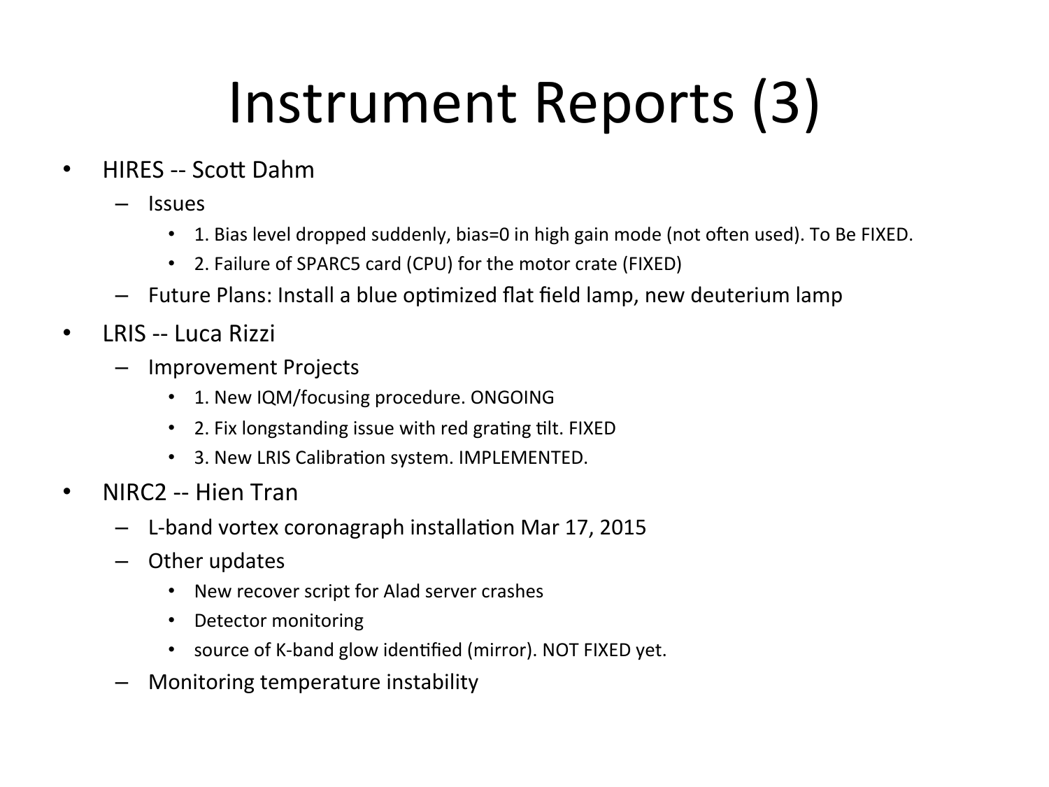# Instrument Reports (3)

- HIRES -- Scott Dahm
  - Issues
    - 1. Bias level dropped suddenly, bias=0 in high gain mode (not often used). To Be FIXED.
    - 2. Failure of SPARC5 card (CPU) for the motor crate (FIXED)
  - Future Plans: Install a blue optimized flat field lamp, new deuterium lamp
- LRIS -- Luca Rizzi
  - Improvement Projects
    - 1. New IQM/focusing procedure. ONGOING
    - 2. Fix longstanding issue with red grating tilt. FIXED
    - 3. New LRIS Calibration system. IMPLEMENTED.
- NIRC2 -- Hien Tran
  - L-band vortex coronagraph installation Mar 17, 2015
  - Other updates
    - New recover script for Alad server crashes
    - Detector monitoring
    - source of K-band glow identified (mirror). NOT FIXED yet.
  - Monitoring temperature instability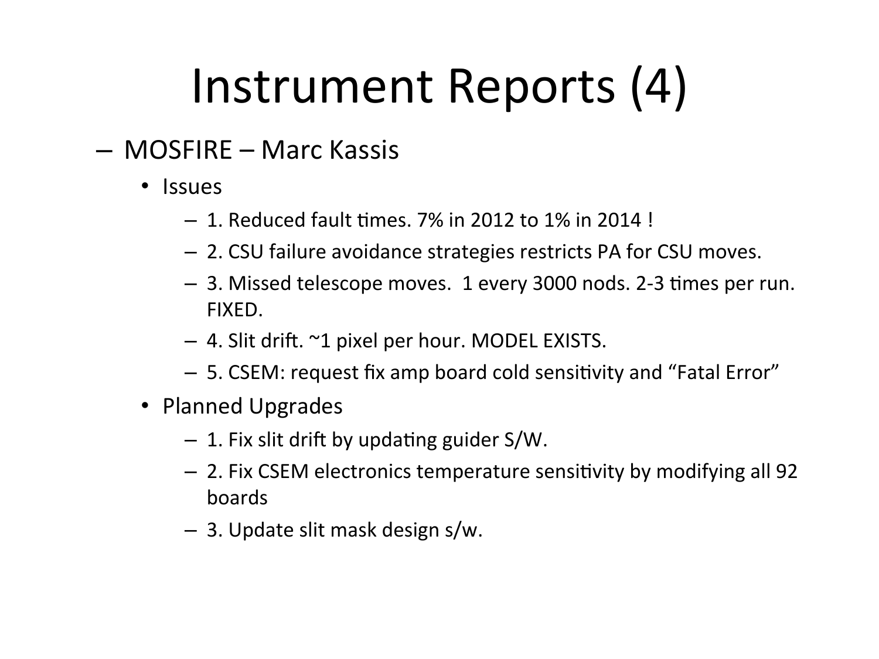# Instrument Reports (4)

- MOSFIRE – Marc Kassis
  - Issues
    - 1. Reduced fault times. 7% in 2012 to 1% in 2014 !
    - 2. CSU failure avoidance strategies restricts PA for CSU moves.
    - 3. Missed telescope moves. 1 every 3000 nods. 2-3 times per run. FIXED.
    - 4. Slit drift. ~1 pixel per hour. MODEL EXISTS.
    - 5. CSEM: request fix amp board cold sensitivity and "Fatal Error"
  - Planned Upgrades
    - 1. Fix slit drift by updating guider S/W.
    - 2. Fix CSEM electronics temperature sensitivity by modifying all 92 boards
    - 3. Update slit mask design s/w.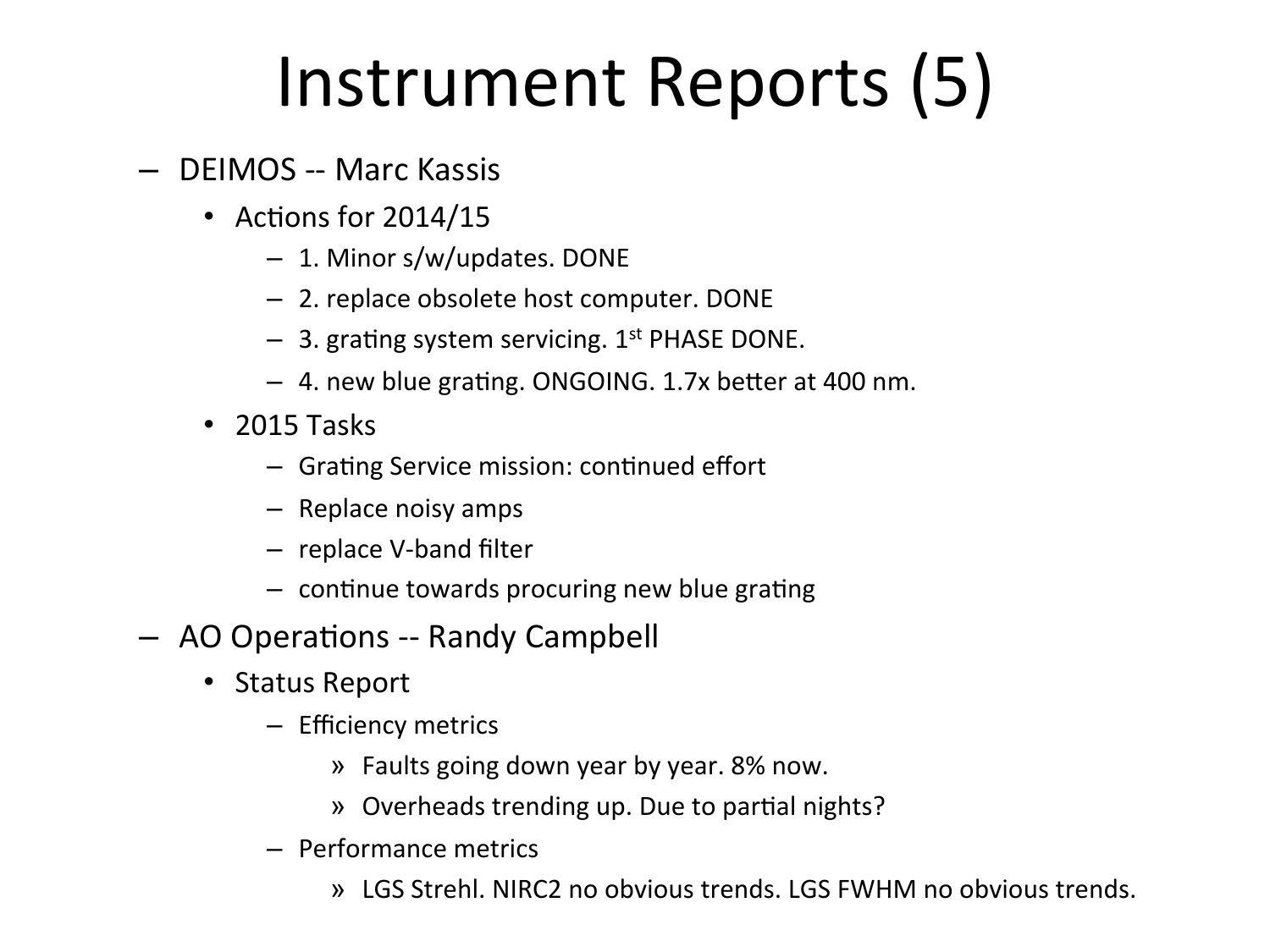# Instrument Reports (5)

- DEIMOS -- Marc Kassis
  - Actions for 2014/15
    - 1. Minor s/w/updates. DONE
    - 2. replace obsolete host computer. DONE
    - 3. grating system servicing. 1st PHASE DONE.
    - 4. new blue grating. ONGOING. 1.7x better at 400 nm.
  - 2015 Tasks
    - Grating Service mission: continued effort
    - Replace noisy amps
    - replace V-band filter
    - continue towards procuring new blue grating
- AO Operations -- Randy Campbell
  - Status Report
    - Efficiency metrics
      - » Faults going down year by year. 8% now.
      - » Overheads trending up. Due to partial nights?
    - Performance metrics
      - » LGS Strehl. NIRC2 no obvious trends. LGS FWHM no obvious trends.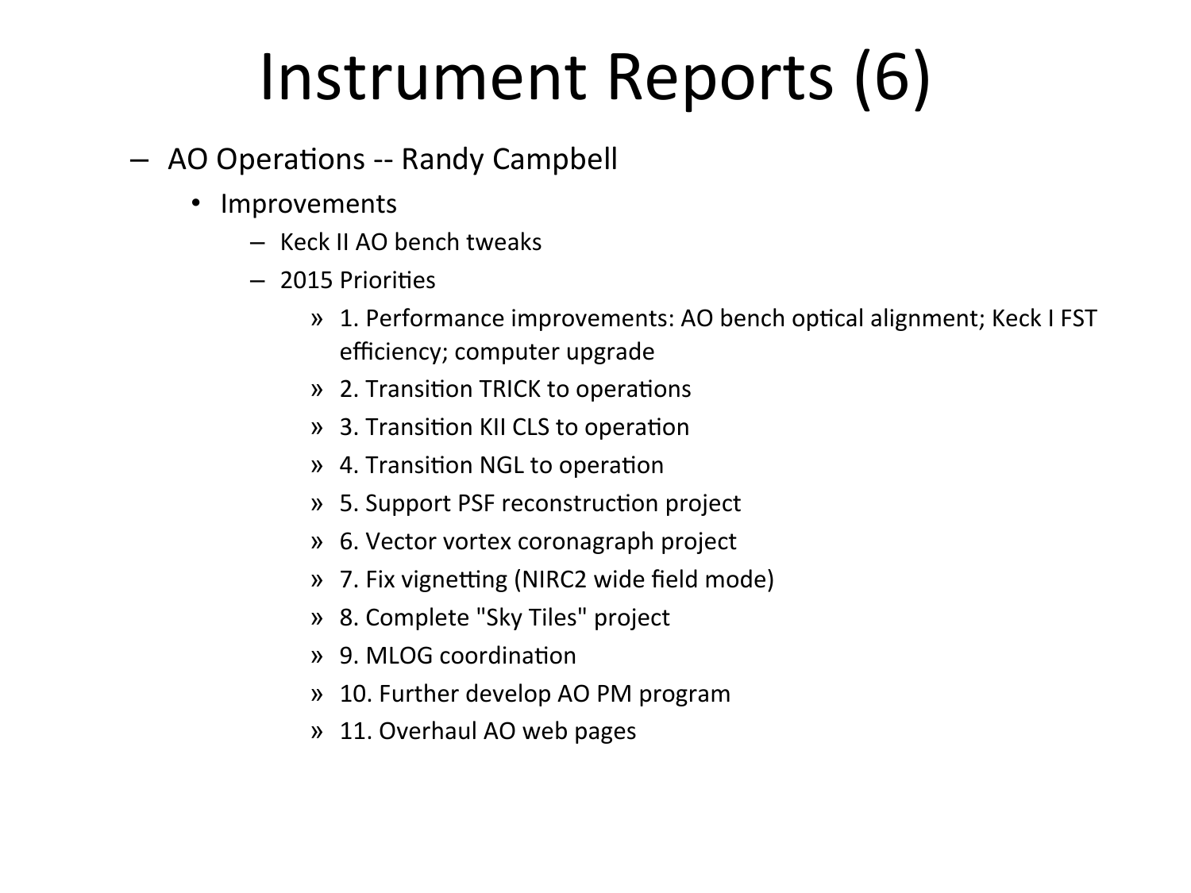# Instrument Reports (6)

- AO Operations -- Randy Campbell
  - Improvements
    - Keck II AO bench tweaks
    - 2015 Priorities
      - 1. Performance improvements: AO bench optical alignment; Keck I FST efficiency; computer upgrade
      - 2. Transition TRICK to operations
      - 3. Transition KII CLS to operation
      - 4. Transition NGL to operation
      - 5. Support PSF reconstruction project
      - 6. Vector vortex coronagraph project
      - 7. Fix vignetting (NIRC2 wide field mode)
      - 8. Complete "Sky Tiles" project
      - 9. MLOG coordination
      - 10. Further develop AO PM program
      - 11. Overhaul AO web pages